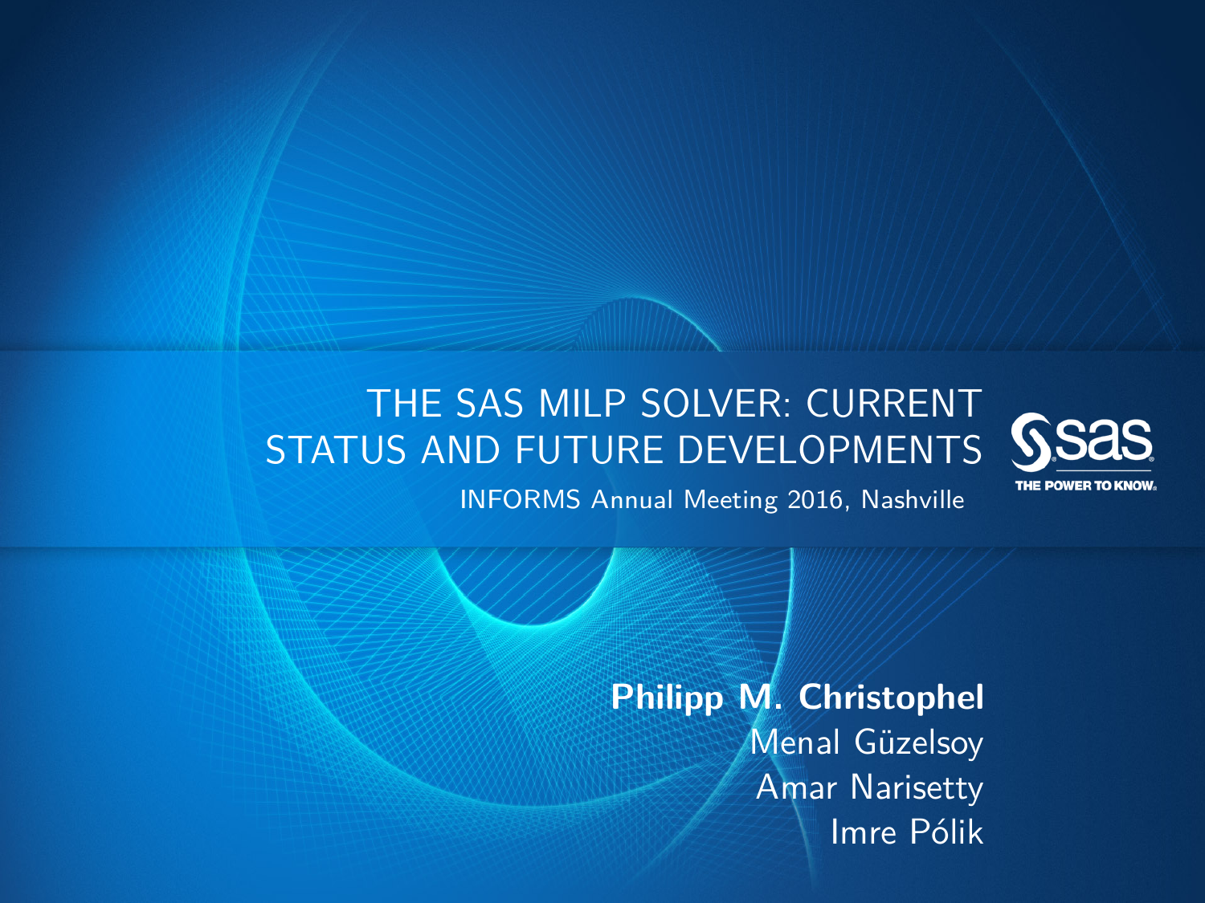# THE SAS MILP SOLVER: CURRENT STATUS AND FUTURE DEVELOPMENTS

INFORMS Annual Meeting 2016, Nashville

**Philipp M. Christophel**
Menal Güzelsoy
Amar Narisetty
Imre Pólik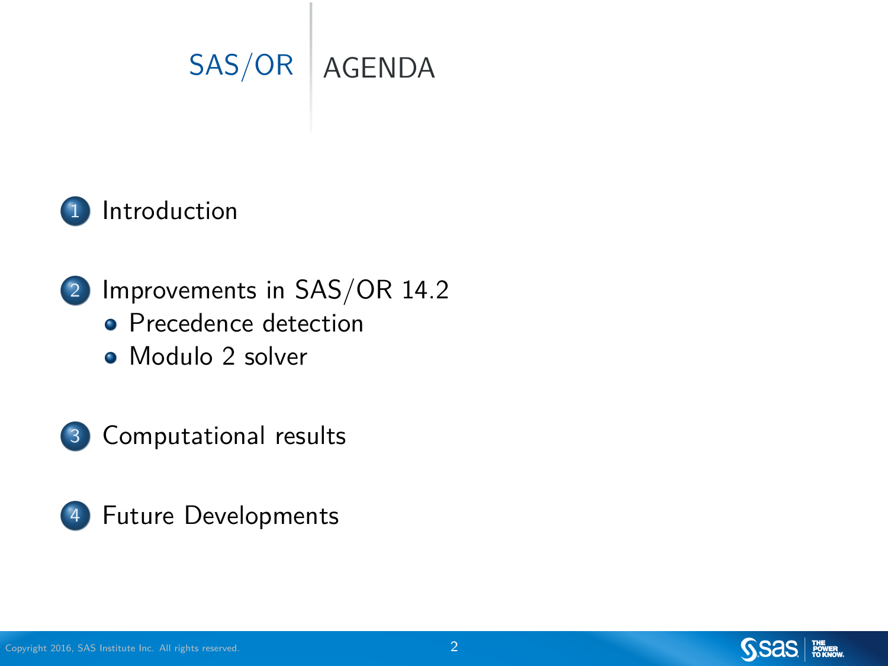# SAS/OR AGENDA

1. Introduction
2. Improvements in SAS/OR 14.2
   - Precedence detection
   - Modulo 2 solver
3. Computational results
4. Future Developments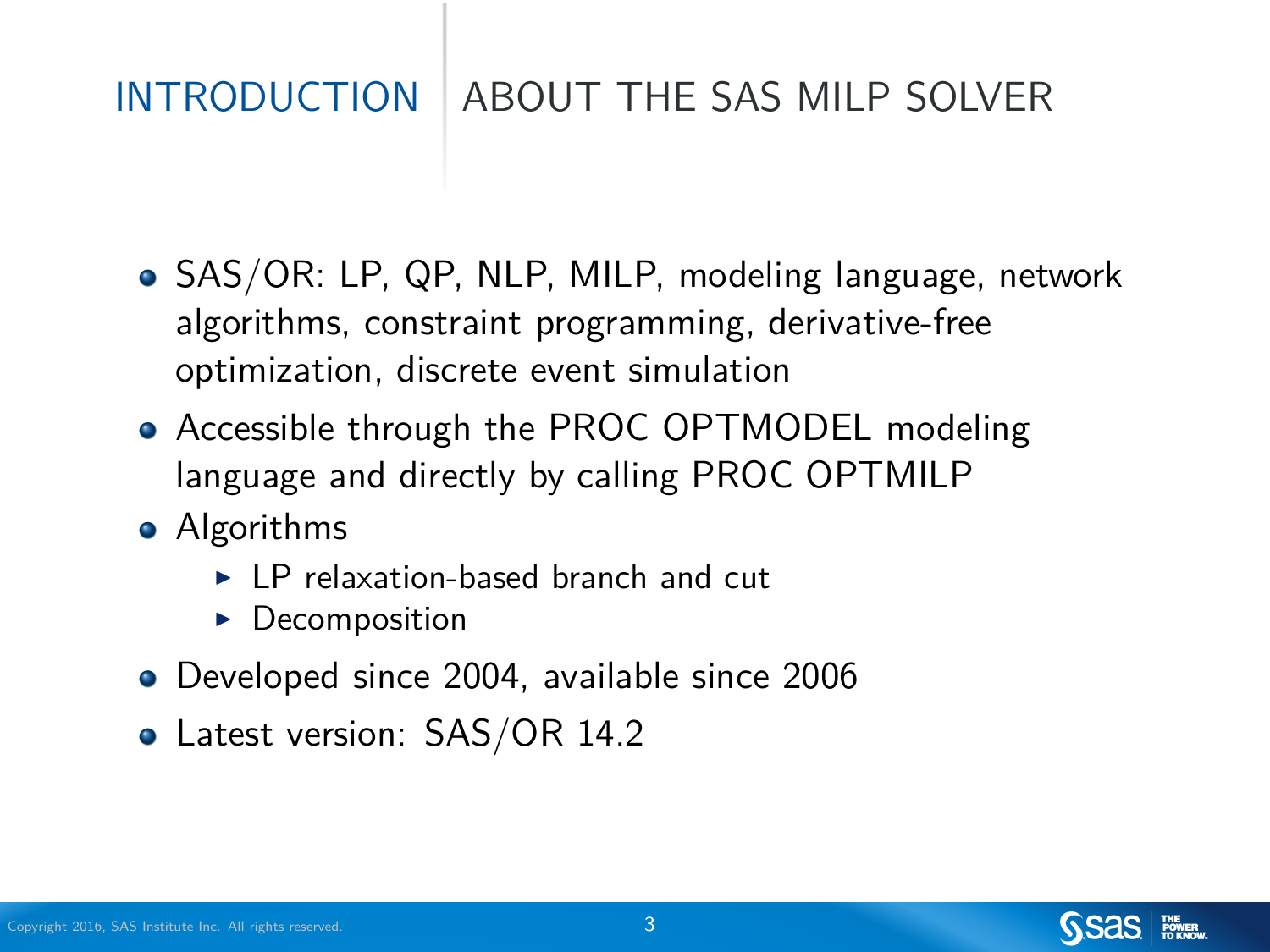# Introduction | About the SAS MILP Solver

- SAS/OR: LP, QP, NLP, MILP, modeling language, network algorithms, constraint programming, derivative-free optimization, discrete event simulation
- Accessible through the PROC OPTMODEL modeling language and directly by calling PROC OPTMILP
- Algorithms
  - LP relaxation-based branch and cut
  - Decomposition
- Developed since 2004, available since 2006
- Latest version: SAS/OR 14.2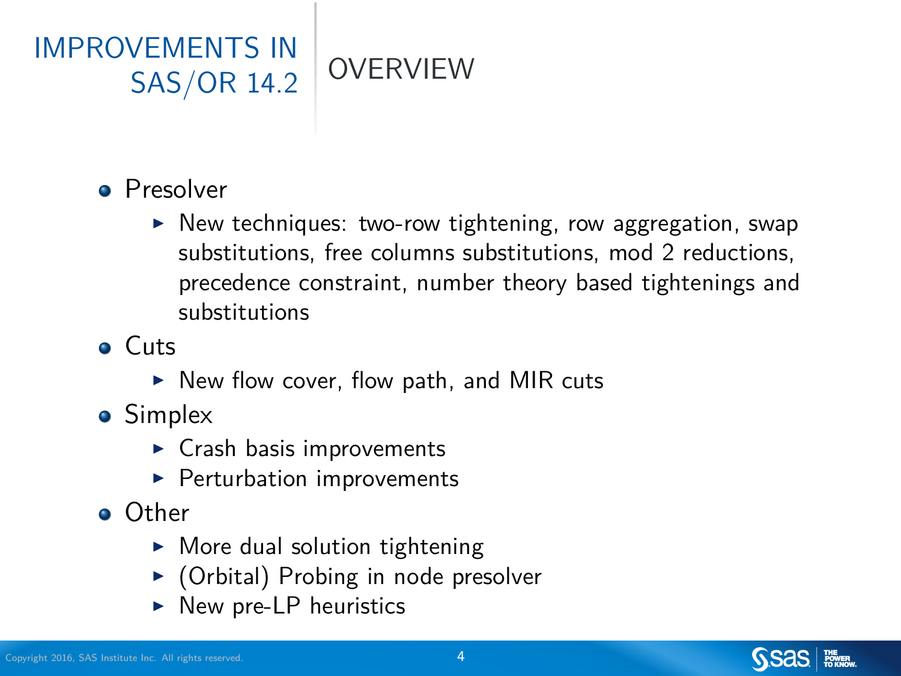# IMPROVEMENTS IN SAS/OR 14.2

## OVERVIEW

- Presolver
  - New techniques: two-row tightening, row aggregation, swap substitutions, free columns substitutions, mod 2 reductions, precedence constraint, number theory based tightenings and substitutions
- Cuts
  - New flow cover, flow path, and MIR cuts
- Simplex
  - Crash basis improvements
  - Perturbation improvements
- Other
  - More dual solution tightening
  - (Orbital) Probing in node presolver
  - New pre-LP heuristics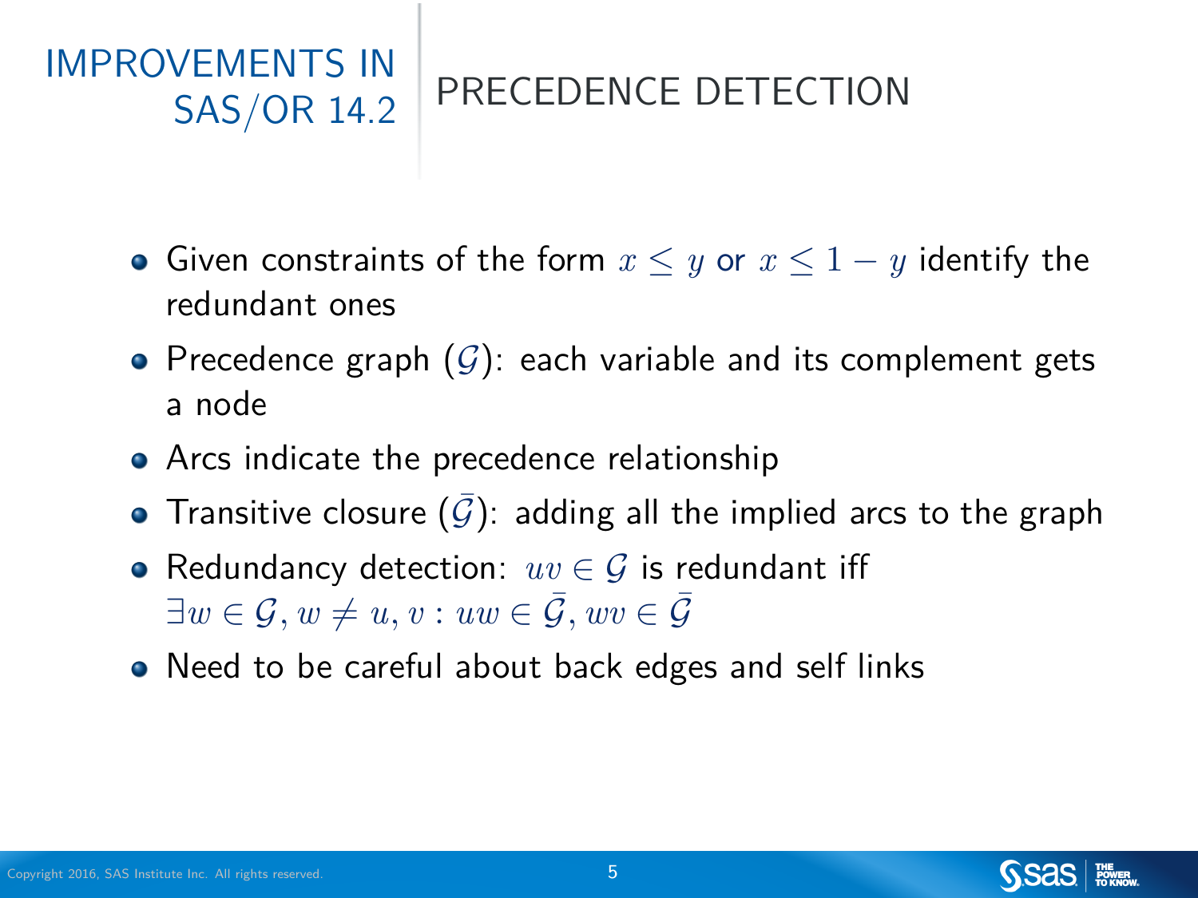# IMPROVEMENTS IN SAS/OR 14.2 — PRECEDENCE DETECTION

- Given constraints of the form $x \leq y$ or $x \leq 1 - y$ identify the redundant ones
- Precedence graph ($\mathcal{G}$): each variable and its complement gets a node
- Arcs indicate the precedence relationship
- Transitive closure ($\bar{\mathcal{G}}$): adding all the implied arcs to the graph
- Redundancy detection: $uv \in \mathcal{G}$ is redundant iff $\exists w \in \mathcal{G}, w \neq u, v : uw \in \bar{\mathcal{G}}, wv \in \bar{\mathcal{G}}$
- Need to be careful about back edges and self links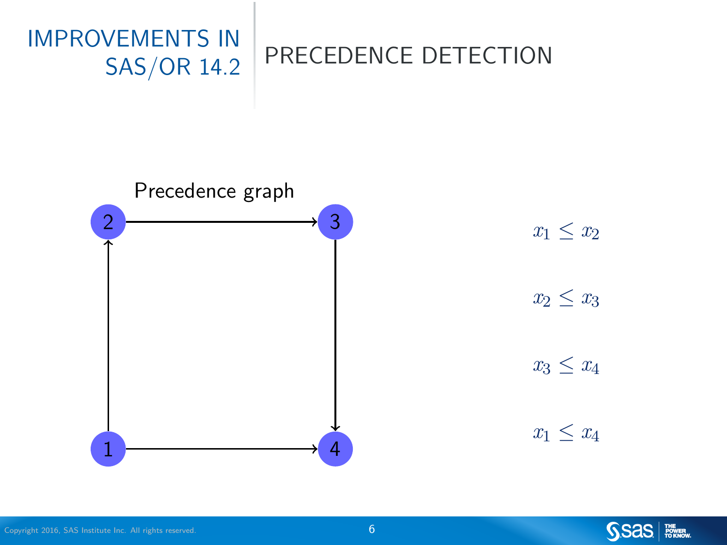## Improvements in SAS/OR 14.2

# Precedence Detection

Precedence graph

$x_1 \leq x_2$

$x_2 \leq x_3$

$x_3 \leq x_4$

$x_1 \leq x_4$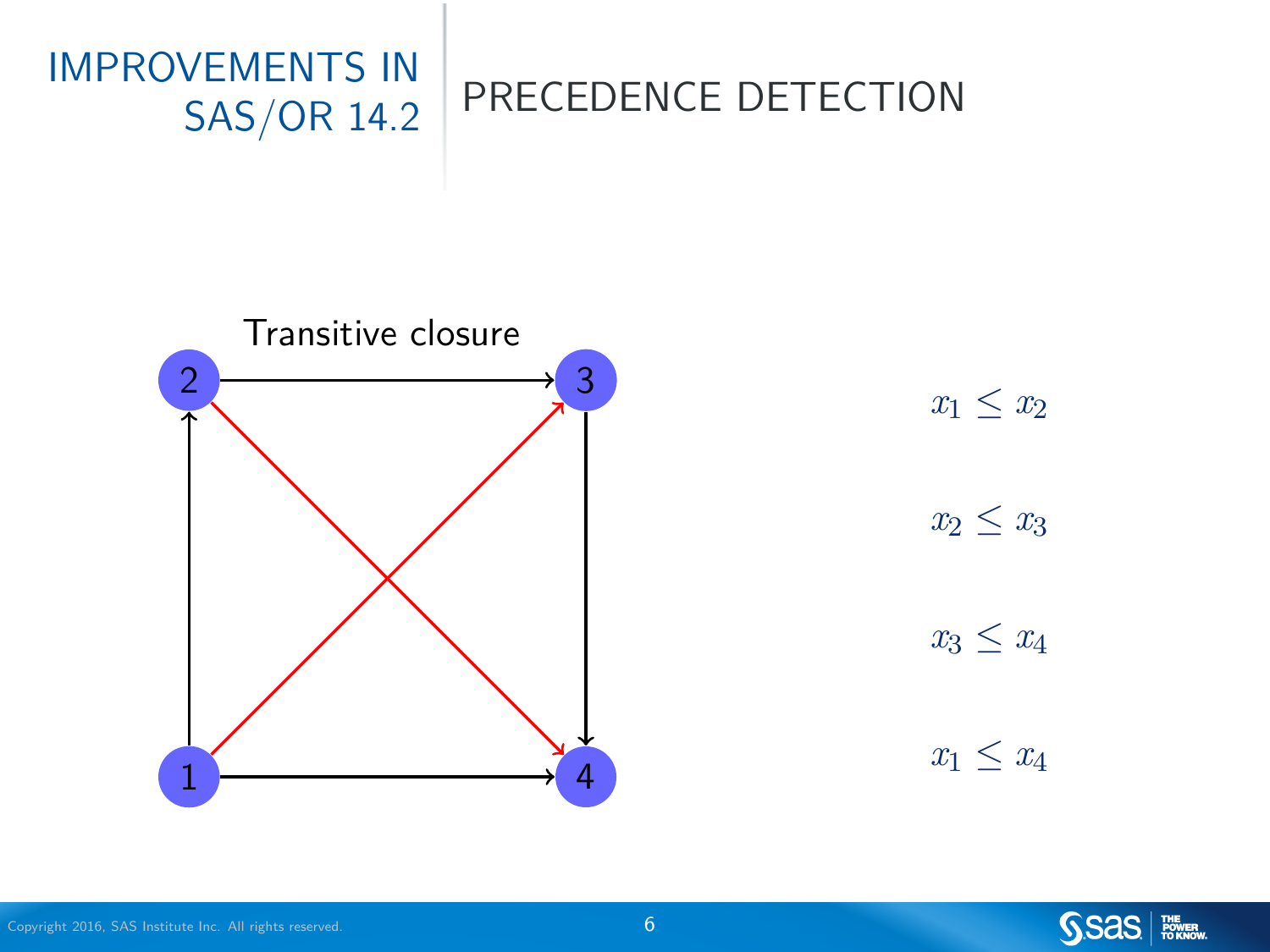# IMPROVEMENTS IN SAS/OR 14.2

## PRECEDENCE DETECTION

Transitive closure

$x_1 \leq x_2$

$x_2 \leq x_3$

$x_3 \leq x_4$

$x_1 \leq x_4$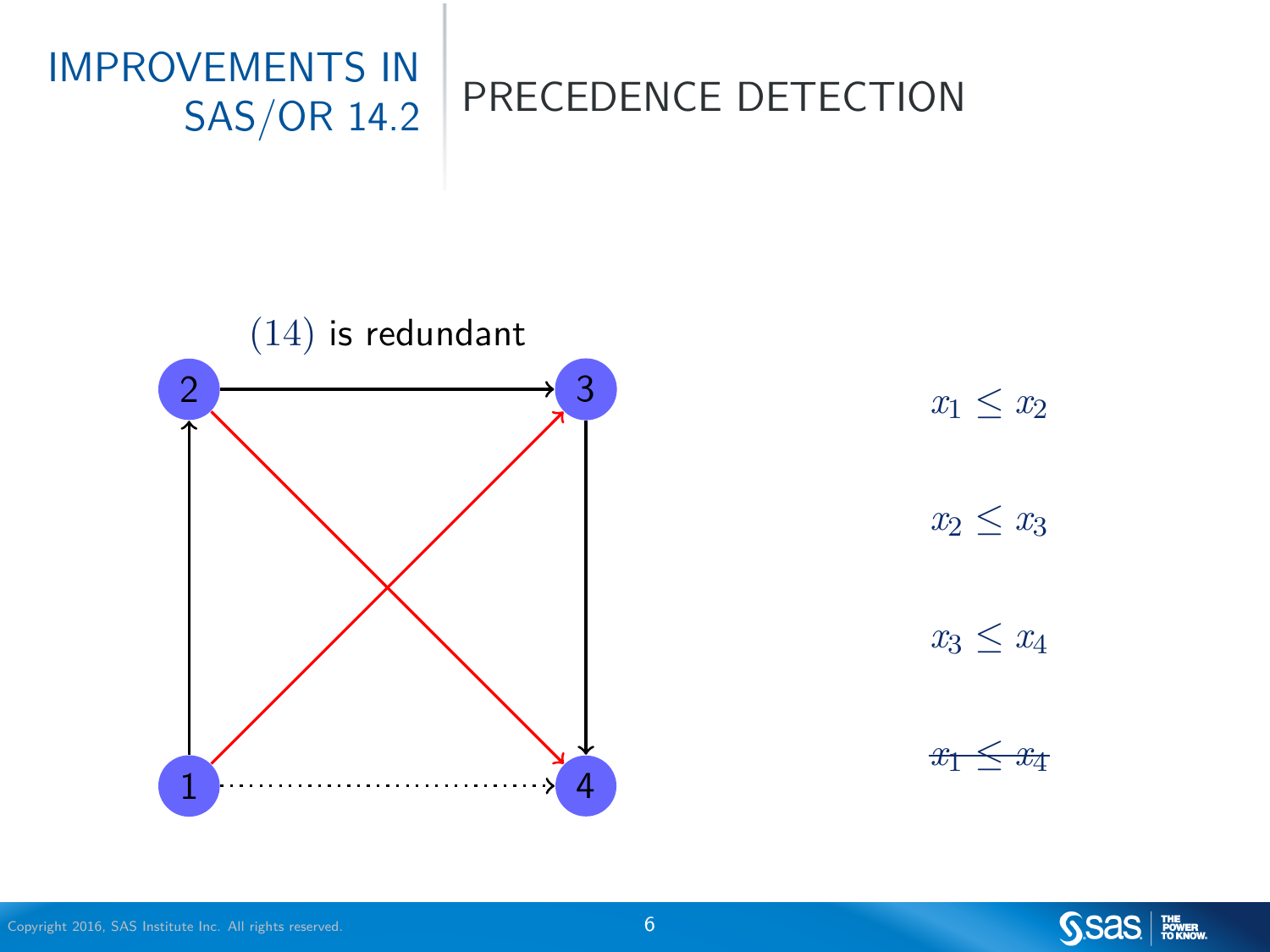# IMPROVEMENTS IN SAS/OR 14.2

## PRECEDENCE DETECTION

(14) is redundant

$x_1 \leq x_2$

$x_2 \leq x_3$

$x_3 \leq x_4$

~~$x_1 \leq x_4$~~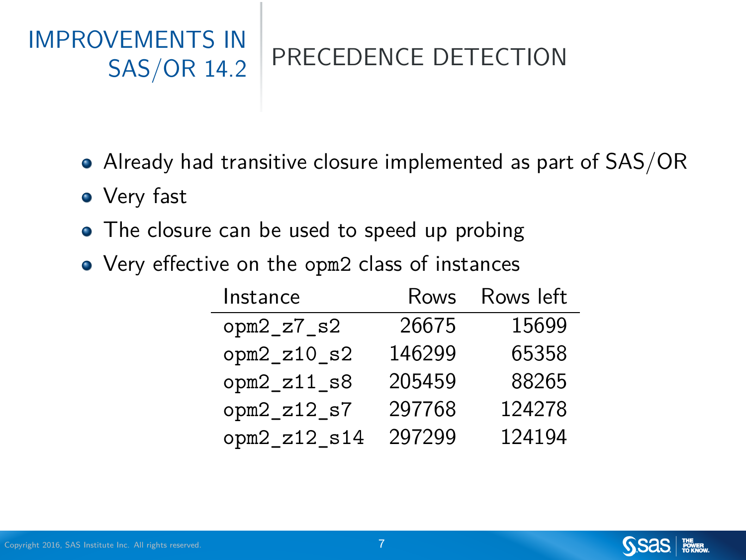# Improvements in SAS/OR 14.2

## Precedence Detection

- Already had transitive closure implemented as part of SAS/OR
- Very fast
- The closure can be used to speed up probing
- Very effective on the `opm2` class of instances

| Instance | Rows | Rows left |
|---|---:|---:|
| `opm2_z7_s2` | 26675 | 15699 |
| `opm2_z10_s2` | 146299 | 65358 |
| `opm2_z11_s8` | 205459 | 88265 |
| `opm2_z12_s7` | 297768 | 124278 |
| `opm2_z12_s14` | 297299 | 124194 |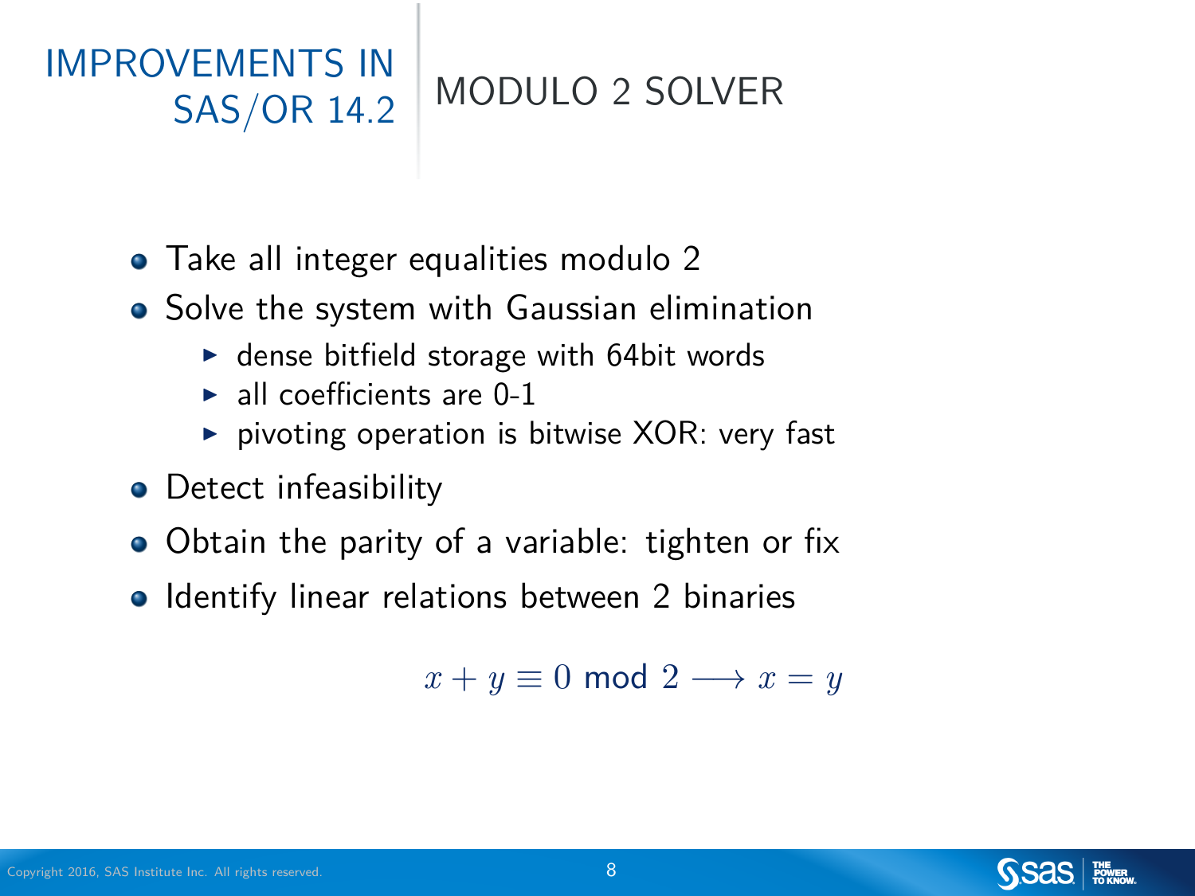# IMPROVEMENTS IN SAS/OR 14.2

## MODULO 2 SOLVER

- Take all integer equalities modulo 2
- Solve the system with Gaussian elimination
  - dense bitfield storage with 64bit words
  - all coefficients are 0-1
  - pivoting operation is bitwise XOR: very fast
- Detect infeasibility
- Obtain the parity of a variable: tighten or fix
- Identify linear relations between 2 binaries

$$x + y \equiv 0 \text{ mod } 2 \longrightarrow x = y$$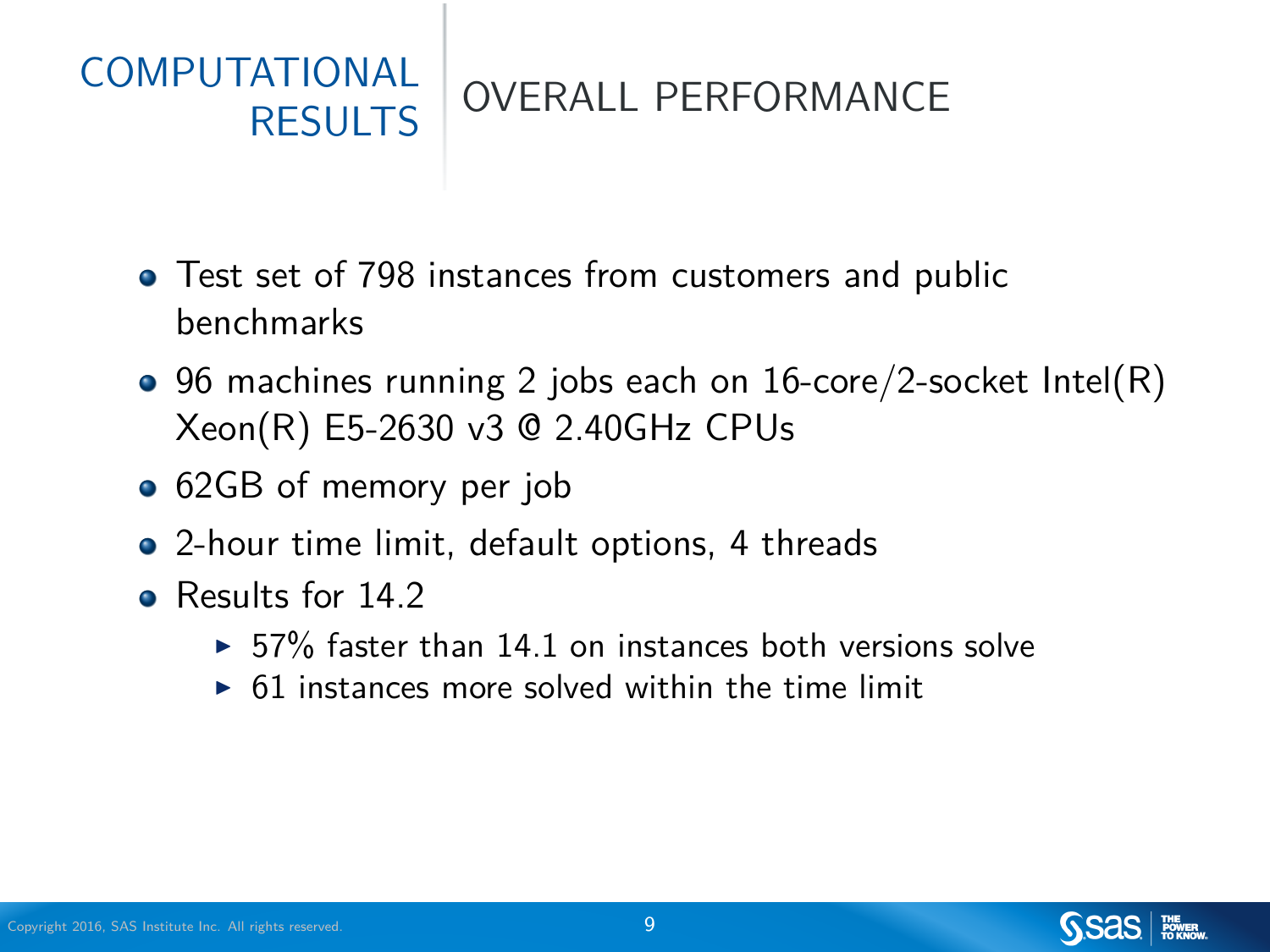# COMPUTATIONAL RESULTS

## OVERALL PERFORMANCE

- Test set of 798 instances from customers and public benchmarks
- 96 machines running 2 jobs each on 16-core/2-socket Intel(R) Xeon(R) E5-2630 v3 @ 2.40GHz CPUs
- 62GB of memory per job
- 2-hour time limit, default options, 4 threads
- Results for 14.2
  - 57% faster than 14.1 on instances both versions solve
  - 61 instances more solved within the time limit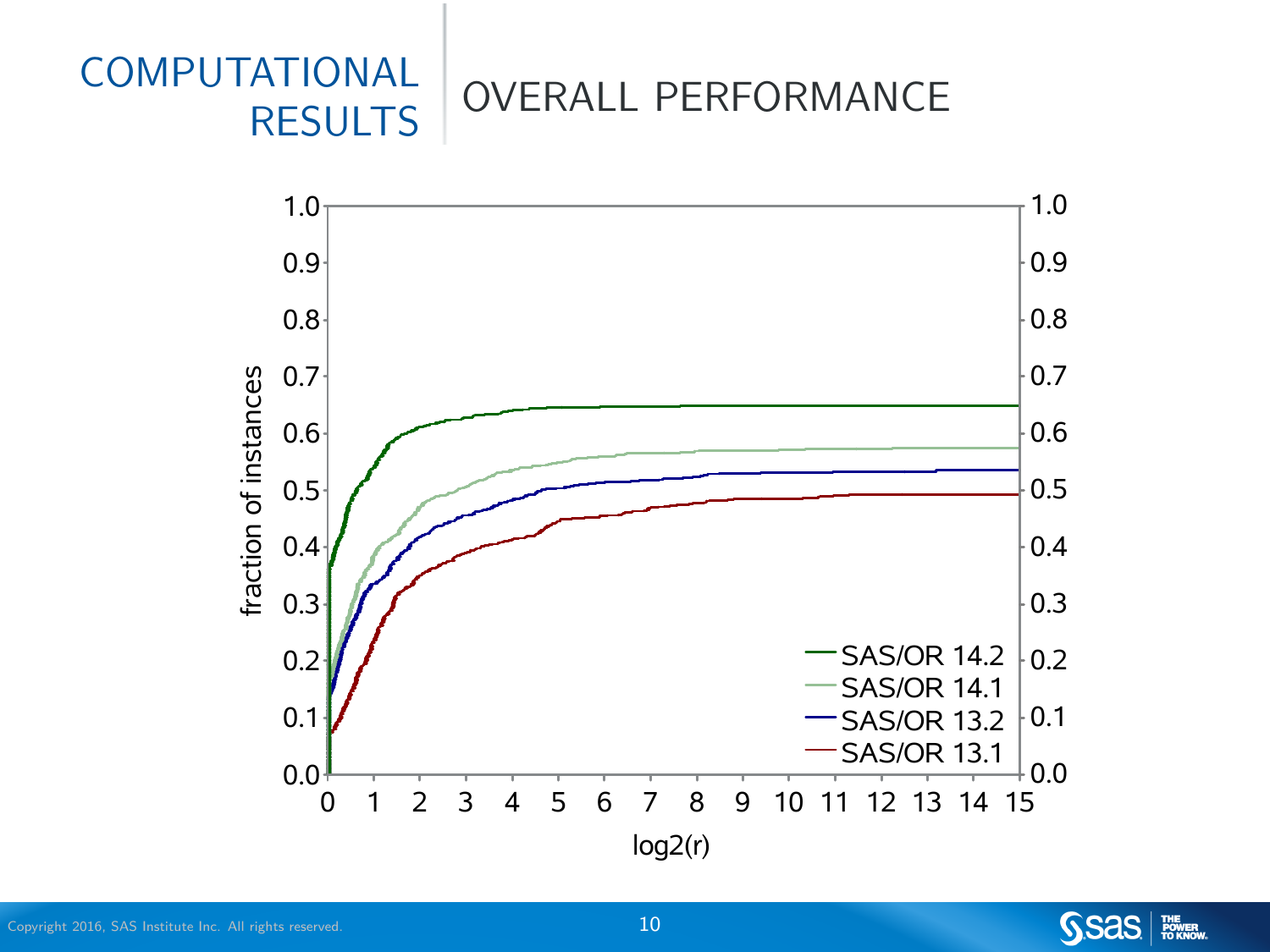# COMPUTATIONAL RESULTS

## OVERALL PERFORMANCE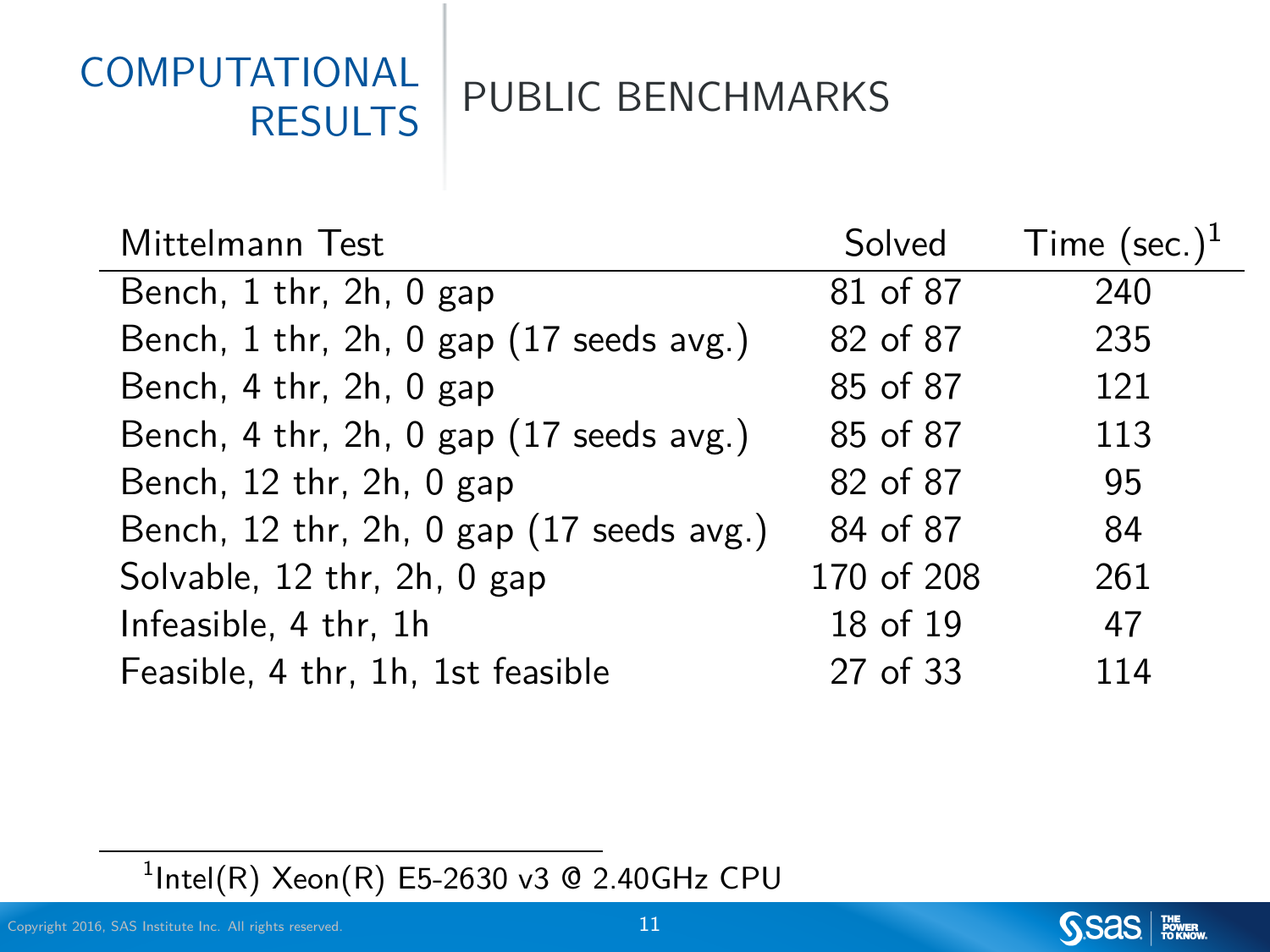# COMPUTATIONAL RESULTS

## PUBLIC BENCHMARKS

| Mittelmann Test | Solved | Time (sec.)[1] |
|---|---|---|
| Bench, 1 thr, 2h, 0 gap | 81 of 87 | 240 |
| Bench, 1 thr, 2h, 0 gap (17 seeds avg.) | 82 of 87 | 235 |
| Bench, 4 thr, 2h, 0 gap | 85 of 87 | 121 |
| Bench, 4 thr, 2h, 0 gap (17 seeds avg.) | 85 of 87 | 113 |
| Bench, 12 thr, 2h, 0 gap | 82 of 87 | 95 |
| Bench, 12 thr, 2h, 0 gap (17 seeds avg.) | 84 of 87 | 84 |
| Solvable, 12 thr, 2h, 0 gap | 170 of 208 | 261 |
| Infeasible, 4 thr, 1h | 18 of 19 | 47 |
| Feasible, 4 thr, 1h, 1st feasible | 27 of 33 | 114 |

[1] Intel(R) Xeon(R) E5-2630 v3 @ 2.40GHz CPU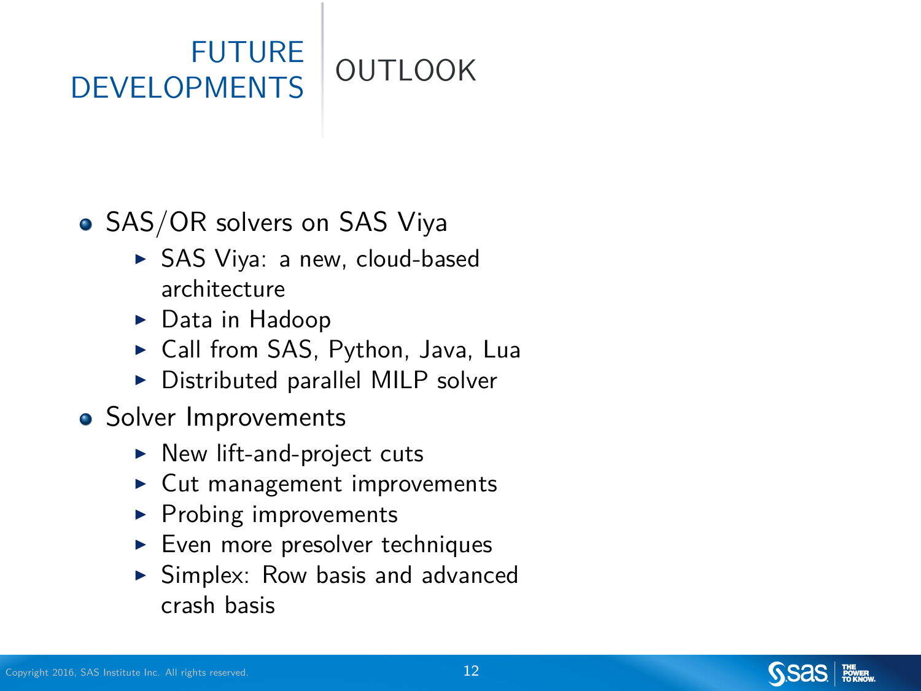# FUTURE DEVELOPMENTS

## OUTLOOK

- SAS/OR solvers on SAS Viya
  - SAS Viya: a new, cloud-based architecture
  - Data in Hadoop
  - Call from SAS, Python, Java, Lua
  - Distributed parallel MILP solver
- Solver Improvements
  - New lift-and-project cuts
  - Cut management improvements
  - Probing improvements
  - Even more presolver techniques
  - Simplex: Row basis and advanced crash basis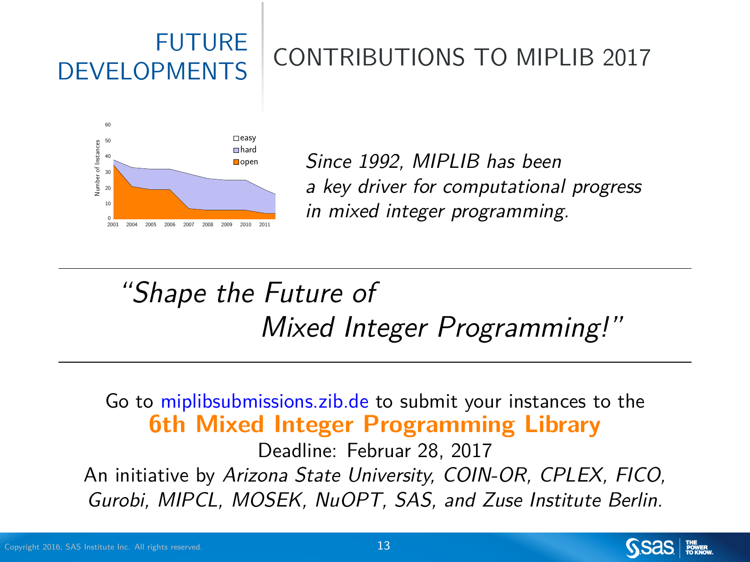# FUTURE DEVELOPMENTS

## CONTRIBUTIONS TO MIPLIB 2017

*Since 1992, MIPLIB has been a key driver for computational progress in mixed integer programming.*

---

*"Shape the Future of Mixed Integer Programming!"*

---

Go to miplibsubmissions.zib.de to submit your instances to the

**6th Mixed Integer Programming Library**

Deadline: Februar 28, 2017

An initiative by *Arizona State University, COIN-OR, CPLEX, FICO, Gurobi, MIPCL, MOSEK, NuOPT, SAS, and Zuse Institute Berlin.*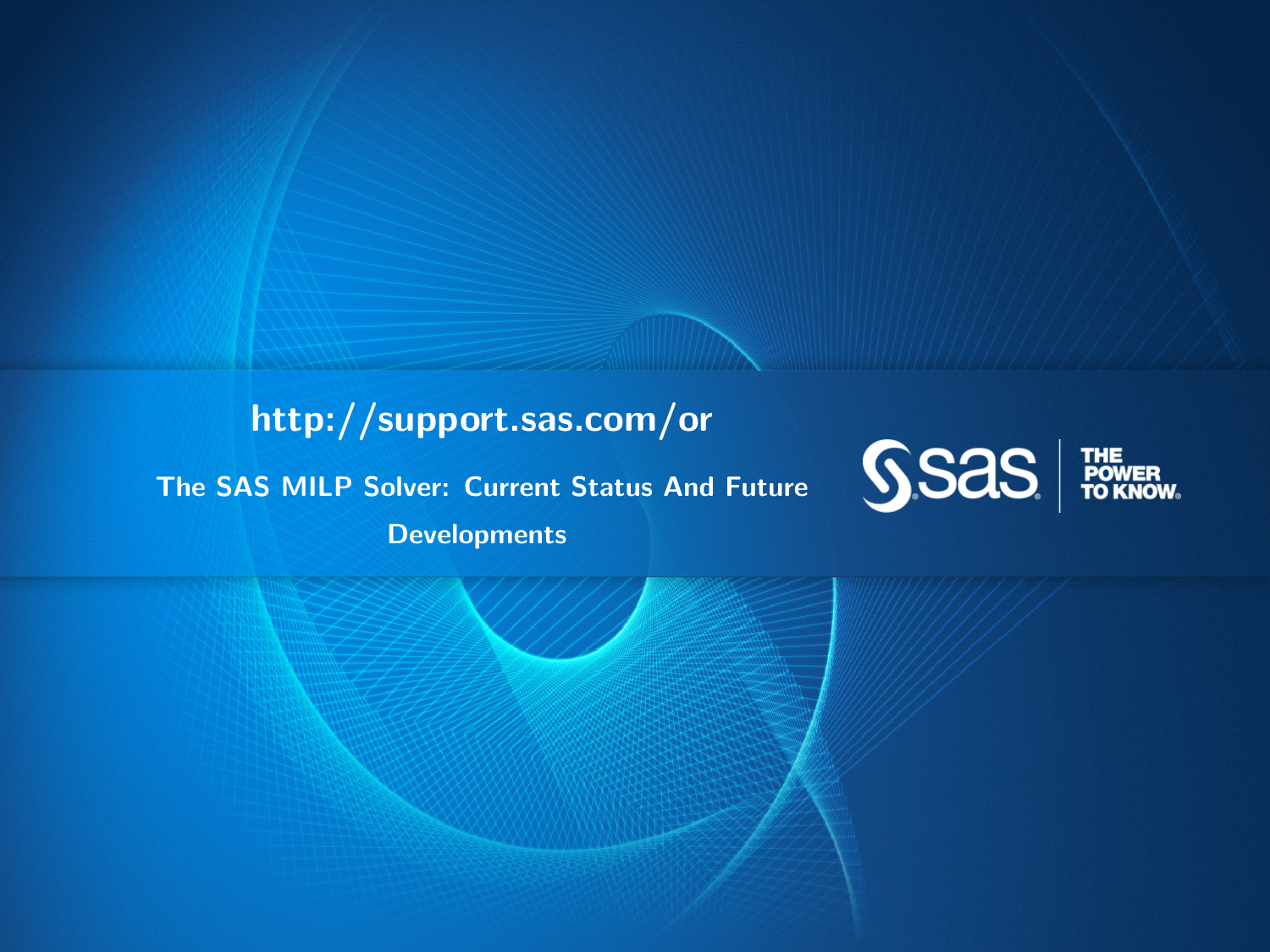http://support.sas.com/or

The SAS MILP Solver: Current Status And Future Developments